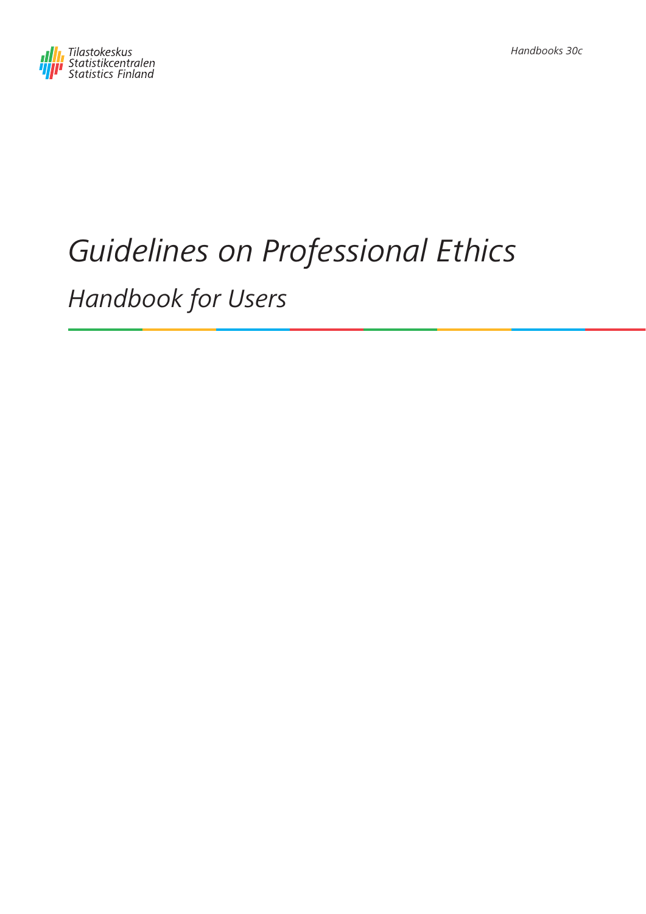Tilastokeskus
Statistikcentralen
Statistics Finland

Handbooks 30c

# Guidelines on Professional Ethics

## Handbook for Users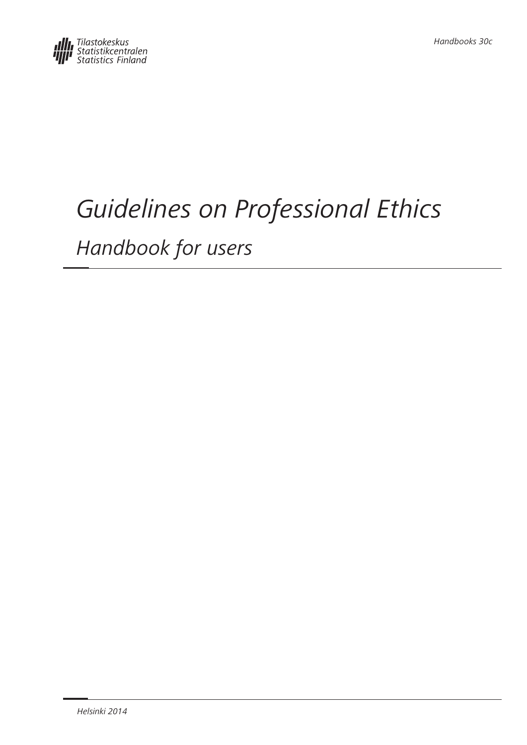Tilastokeskus
Statistikcentralen
Statistics Finland

Handbooks 30c

# Guidelines on Professional Ethics

## Handbook for users

Helsinki 2014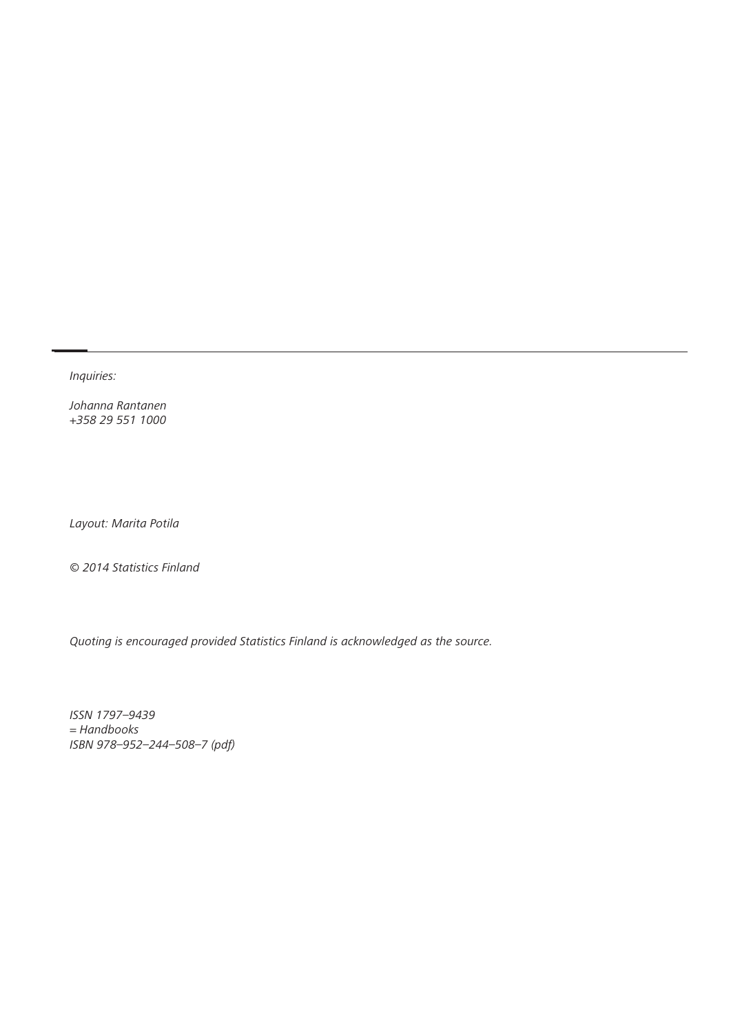*Inquiries:*

*Johanna Rantanen*  
*+358 29 551 1000*

*Layout: Marita Potila*

*© 2014 Statistics Finland*

*Quoting is encouraged provided Statistics Finland is acknowledged as the source.*

*ISSN 1797–9439*  
*= Handbooks*  
*ISBN 978–952–244–508–7 (pdf)*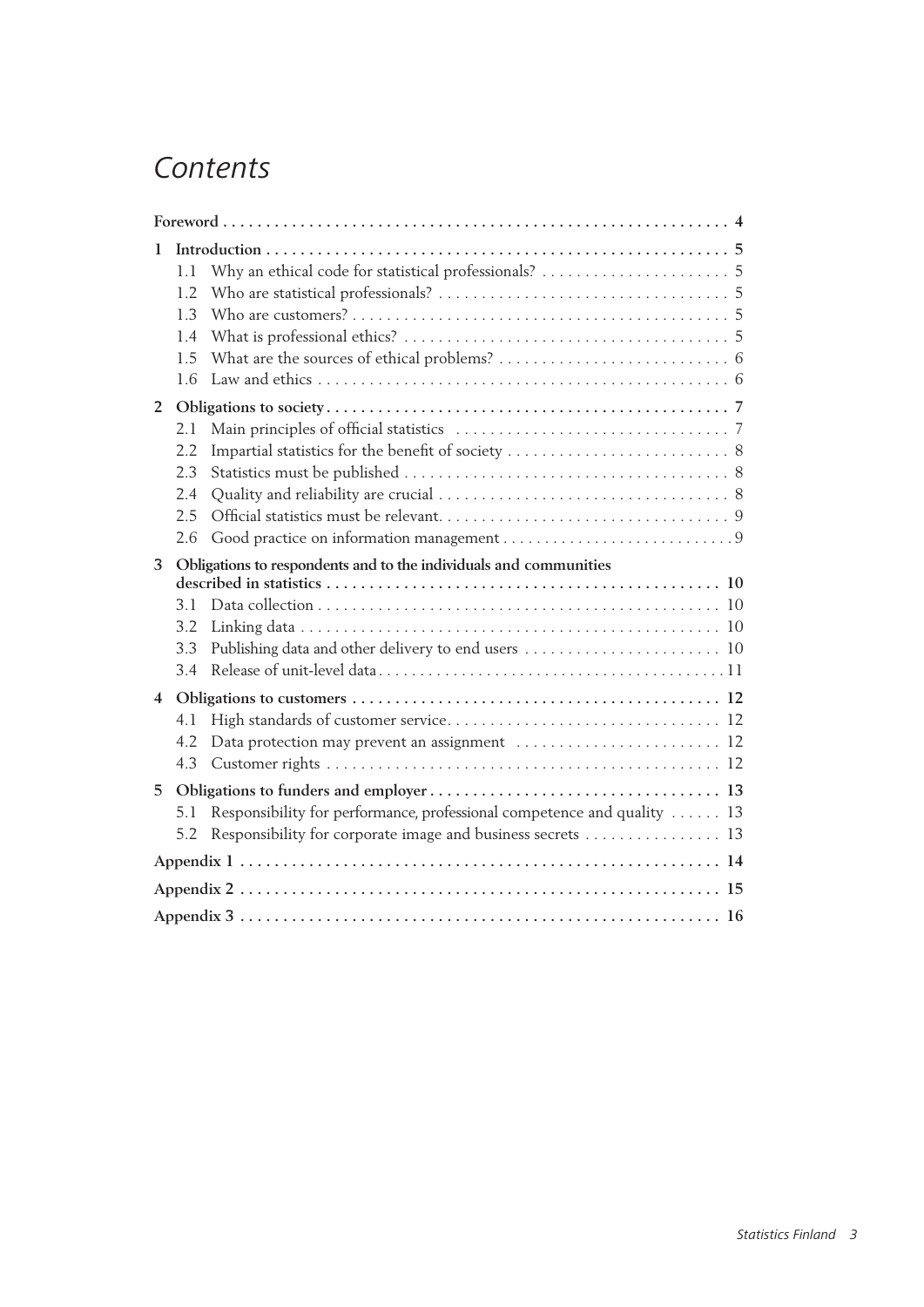# Contents

**Foreword** . . . . . . . . . . . . . . . . . . . . . . . . . . . . . . . . . . . . . . . . . . . . . . . . . . . . . . . . . . . **4**

**1 Introduction** . . . . . . . . . . . . . . . . . . . . . . . . . . . . . . . . . . . . . . . . . . . . . . . . . . . . . . **5**

- 1.1 Why an ethical code for statistical professionals? . . . . . . . . . . . . . . . . . . . . . . 5
- 1.2 Who are statistical professionals? . . . . . . . . . . . . . . . . . . . . . . . . . . . . . . . . . . 5
- 1.3 Who are customers? . . . . . . . . . . . . . . . . . . . . . . . . . . . . . . . . . . . . . . . . . . . . 5
- 1.4 What is professional ethics? . . . . . . . . . . . . . . . . . . . . . . . . . . . . . . . . . . . . . . 5
- 1.5 What are the sources of ethical problems? . . . . . . . . . . . . . . . . . . . . . . . . . . . 6
- 1.6 Law and ethics . . . . . . . . . . . . . . . . . . . . . . . . . . . . . . . . . . . . . . . . . . . . . . . . 6

**2 Obligations to society** . . . . . . . . . . . . . . . . . . . . . . . . . . . . . . . . . . . . . . . . . . . . . . . **7**

- 2.1 Main principles of official statistics . . . . . . . . . . . . . . . . . . . . . . . . . . . . . . . . 7
- 2.2 Impartial statistics for the benefit of society . . . . . . . . . . . . . . . . . . . . . . . . . . 8
- 2.3 Statistics must be published . . . . . . . . . . . . . . . . . . . . . . . . . . . . . . . . . . . . . . 8
- 2.4 Quality and reliability are crucial . . . . . . . . . . . . . . . . . . . . . . . . . . . . . . . . . . 8
- 2.5 Official statistics must be relevant. . . . . . . . . . . . . . . . . . . . . . . . . . . . . . . . . . 9
- 2.6 Good practice on information management . . . . . . . . . . . . . . . . . . . . . . . . . . . 9

**3 Obligations to respondents and to the individuals and communities described in statistics** . . . . . . . . . . . . . . . . . . . . . . . . . . . . . . . . . . . . . . . . . . . . . . . . **10**

- 3.1 Data collection . . . . . . . . . . . . . . . . . . . . . . . . . . . . . . . . . . . . . . . . . . . . . . . 10
- 3.2 Linking data . . . . . . . . . . . . . . . . . . . . . . . . . . . . . . . . . . . . . . . . . . . . . . . . . 10
- 3.3 Publishing data and other delivery to end users . . . . . . . . . . . . . . . . . . . . . . . 10
- 3.4 Release of unit-level data . . . . . . . . . . . . . . . . . . . . . . . . . . . . . . . . . . . . . . . . 11

**4 Obligations to customers** . . . . . . . . . . . . . . . . . . . . . . . . . . . . . . . . . . . . . . . . . . . . **12**

- 4.1 High standards of customer service. . . . . . . . . . . . . . . . . . . . . . . . . . . . . . . . 12
- 4.2 Data protection may prevent an assignment . . . . . . . . . . . . . . . . . . . . . . . . . 12
- 4.3 Customer rights . . . . . . . . . . . . . . . . . . . . . . . . . . . . . . . . . . . . . . . . . . . . . . 12

**5 Obligations to funders and employer** . . . . . . . . . . . . . . . . . . . . . . . . . . . . . . . . . . **13**

- 5.1 Responsibility for performance, professional competence and quality . . . . . . 13
- 5.2 Responsibility for corporate image and business secrets . . . . . . . . . . . . . . . . 13

**Appendix 1** . . . . . . . . . . . . . . . . . . . . . . . . . . . . . . . . . . . . . . . . . . . . . . . . . . . . . . . . **14**

**Appendix 2** . . . . . . . . . . . . . . . . . . . . . . . . . . . . . . . . . . . . . . . . . . . . . . . . . . . . . . . . **15**

**Appendix 3** . . . . . . . . . . . . . . . . . . . . . . . . . . . . . . . . . . . . . . . . . . . . . . . . . . . . . . . . **16**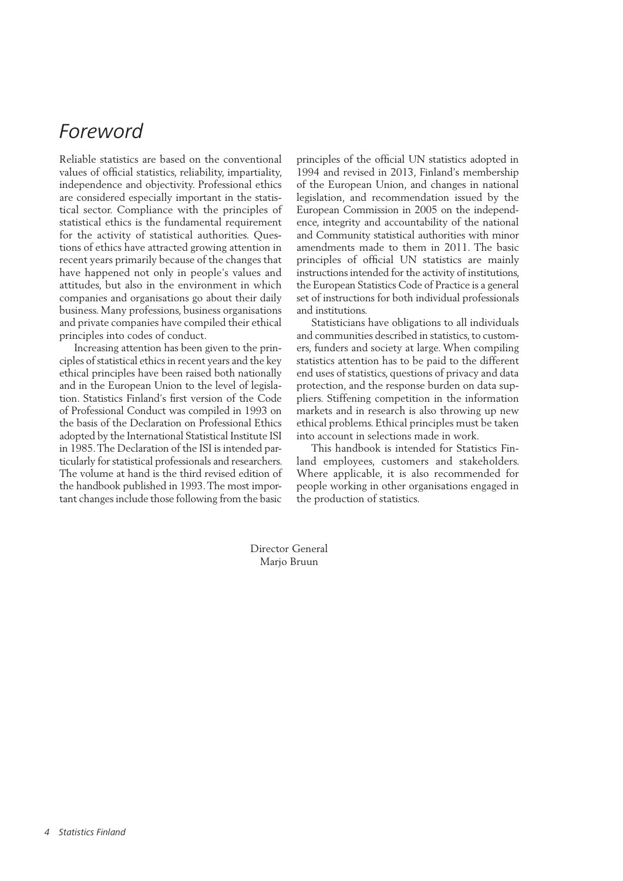# Foreword

Reliable statistics are based on the conventional values of official statistics, reliability, impartiality, independence and objectivity. Professional ethics are considered especially important in the statistical sector. Compliance with the principles of statistical ethics is the fundamental requirement for the activity of statistical authorities. Questions of ethics have attracted growing attention in recent years primarily because of the changes that have happened not only in people's values and attitudes, but also in the environment in which companies and organisations go about their daily business. Many professions, business organisations and private companies have compiled their ethical principles into codes of conduct.

Increasing attention has been given to the principles of statistical ethics in recent years and the key ethical principles have been raised both nationally and in the European Union to the level of legislation. Statistics Finland's first version of the Code of Professional Conduct was compiled in 1993 on the basis of the Declaration on Professional Ethics adopted by the International Statistical Institute ISI in 1985. The Declaration of the ISI is intended particularly for statistical professionals and researchers. The volume at hand is the third revised edition of the handbook published in 1993. The most important changes include those following from the basic principles of the official UN statistics adopted in 1994 and revised in 2013, Finland's membership of the European Union, and changes in national legislation, and recommendation issued by the European Commission in 2005 on the independence, integrity and accountability of the national and Community statistical authorities with minor amendments made to them in 2011. The basic principles of official UN statistics are mainly instructions intended for the activity of institutions, the European Statistics Code of Practice is a general set of instructions for both individual professionals and institutions.

Statisticians have obligations to all individuals and communities described in statistics, to customers, funders and society at large. When compiling statistics attention has to be paid to the different end uses of statistics, questions of privacy and data protection, and the response burden on data suppliers. Stiffening competition in the information markets and in research is also throwing up new ethical problems. Ethical principles must be taken into account in selections made in work.

This handbook is intended for Statistics Finland employees, customers and stakeholders. Where applicable, it is also recommended for people working in other organisations engaged in the production of statistics.

Director General
Marjo Bruun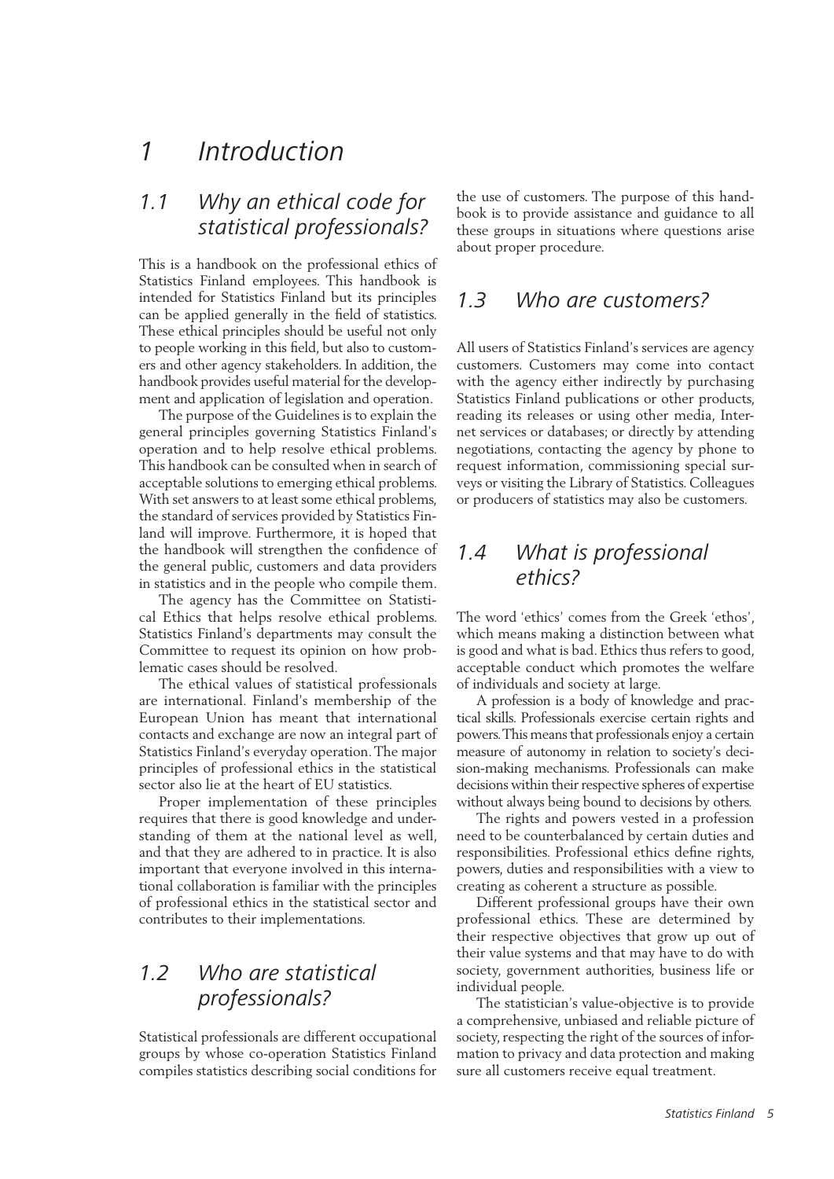# 1 Introduction

## 1.1 Why an ethical code for statistical professionals?

This is a handbook on the professional ethics of Statistics Finland employees. This handbook is intended for Statistics Finland but its principles can be applied generally in the field of statistics. These ethical principles should be useful not only to people working in this field, but also to customers and other agency stakeholders. In addition, the handbook provides useful material for the development and application of legislation and operation.

The purpose of the Guidelines is to explain the general principles governing Statistics Finland's operation and to help resolve ethical problems. This handbook can be consulted when in search of acceptable solutions to emerging ethical problems. With set answers to at least some ethical problems, the standard of services provided by Statistics Finland will improve. Furthermore, it is hoped that the handbook will strengthen the confidence of the general public, customers and data providers in statistics and in the people who compile them.

The agency has the Committee on Statistical Ethics that helps resolve ethical problems. Statistics Finland's departments may consult the Committee to request its opinion on how problematic cases should be resolved.

The ethical values of statistical professionals are international. Finland's membership of the European Union has meant that international contacts and exchange are now an integral part of Statistics Finland's everyday operation. The major principles of professional ethics in the statistical sector also lie at the heart of EU statistics.

Proper implementation of these principles requires that there is good knowledge and understanding of them at the national level as well, and that they are adhered to in practice. It is also important that everyone involved in this international collaboration is familiar with the principles of professional ethics in the statistical sector and contributes to their implementations.

## 1.2 Who are statistical professionals?

Statistical professionals are different occupational groups by whose co-operation Statistics Finland compiles statistics describing social conditions for the use of customers. The purpose of this handbook is to provide assistance and guidance to all these groups in situations where questions arise about proper procedure.

## 1.3 Who are customers?

All users of Statistics Finland's services are agency customers. Customers may come into contact with the agency either indirectly by purchasing Statistics Finland publications or other products, reading its releases or using other media, Internet services or databases; or directly by attending negotiations, contacting the agency by phone to request information, commissioning special surveys or visiting the Library of Statistics. Colleagues or producers of statistics may also be customers.

## 1.4 What is professional ethics?

The word 'ethics' comes from the Greek 'ethos', which means making a distinction between what is good and what is bad. Ethics thus refers to good, acceptable conduct which promotes the welfare of individuals and society at large.

A profession is a body of knowledge and practical skills. Professionals exercise certain rights and powers. This means that professionals enjoy a certain measure of autonomy in relation to society's decision-making mechanisms. Professionals can make decisions within their respective spheres of expertise without always being bound to decisions by others.

The rights and powers vested in a profession need to be counterbalanced by certain duties and responsibilities. Professional ethics define rights, powers, duties and responsibilities with a view to creating as coherent a structure as possible.

Different professional groups have their own professional ethics. These are determined by their respective objectives that grow up out of their value systems and that may have to do with society, government authorities, business life or individual people.

The statistician's value-objective is to provide a comprehensive, unbiased and reliable picture of society, respecting the right of the sources of information to privacy and data protection and making sure all customers receive equal treatment.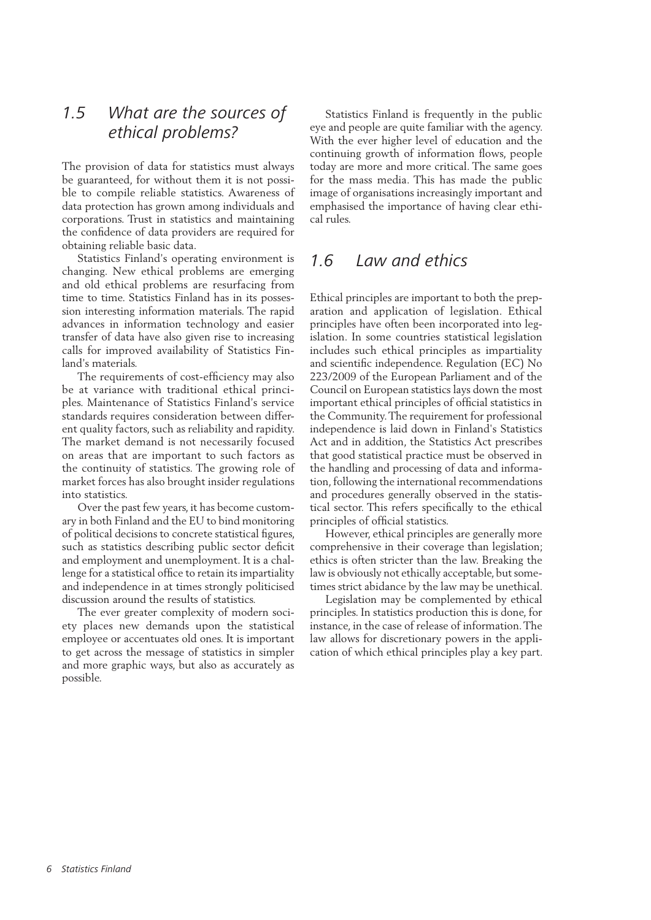## 1.5 What are the sources of ethical problems?

The provision of data for statistics must always be guaranteed, for without them it is not possible to compile reliable statistics. Awareness of data protection has grown among individuals and corporations. Trust in statistics and maintaining the confidence of data providers are required for obtaining reliable basic data.

Statistics Finland's operating environment is changing. New ethical problems are emerging and old ethical problems are resurfacing from time to time. Statistics Finland has in its possession interesting information materials. The rapid advances in information technology and easier transfer of data have also given rise to increasing calls for improved availability of Statistics Finland's materials.

The requirements of cost-efficiency may also be at variance with traditional ethical principles. Maintenance of Statistics Finland's service standards requires consideration between different quality factors, such as reliability and rapidity. The market demand is not necessarily focused on areas that are important to such factors as the continuity of statistics. The growing role of market forces has also brought insider regulations into statistics.

Over the past few years, it has become customary in both Finland and the EU to bind monitoring of political decisions to concrete statistical figures, such as statistics describing public sector deficit and employment and unemployment. It is a challenge for a statistical office to retain its impartiality and independence in at times strongly politicised discussion around the results of statistics.

The ever greater complexity of modern society places new demands upon the statistical employee or accentuates old ones. It is important to get across the message of statistics in simpler and more graphic ways, but also as accurately as possible.

Statistics Finland is frequently in the public eye and people are quite familiar with the agency. With the ever higher level of education and the continuing growth of information flows, people today are more and more critical. The same goes for the mass media. This has made the public image of organisations increasingly important and emphasised the importance of having clear ethical rules.

## 1.6 Law and ethics

Ethical principles are important to both the preparation and application of legislation. Ethical principles have often been incorporated into legislation. In some countries statistical legislation includes such ethical principles as impartiality and scientific independence. Regulation (EC) No 223/2009 of the European Parliament and of the Council on European statistics lays down the most important ethical principles of official statistics in the Community. The requirement for professional independence is laid down in Finland's Statistics Act and in addition, the Statistics Act prescribes that good statistical practice must be observed in the handling and processing of data and information, following the international recommendations and procedures generally observed in the statistical sector. This refers specifically to the ethical principles of official statistics.

However, ethical principles are generally more comprehensive in their coverage than legislation; ethics is often stricter than the law. Breaking the law is obviously not ethically acceptable, but sometimes strict abidance by the law may be unethical.

Legislation may be complemented by ethical principles. In statistics production this is done, for instance, in the case of release of information. The law allows for discretionary powers in the application of which ethical principles play a key part.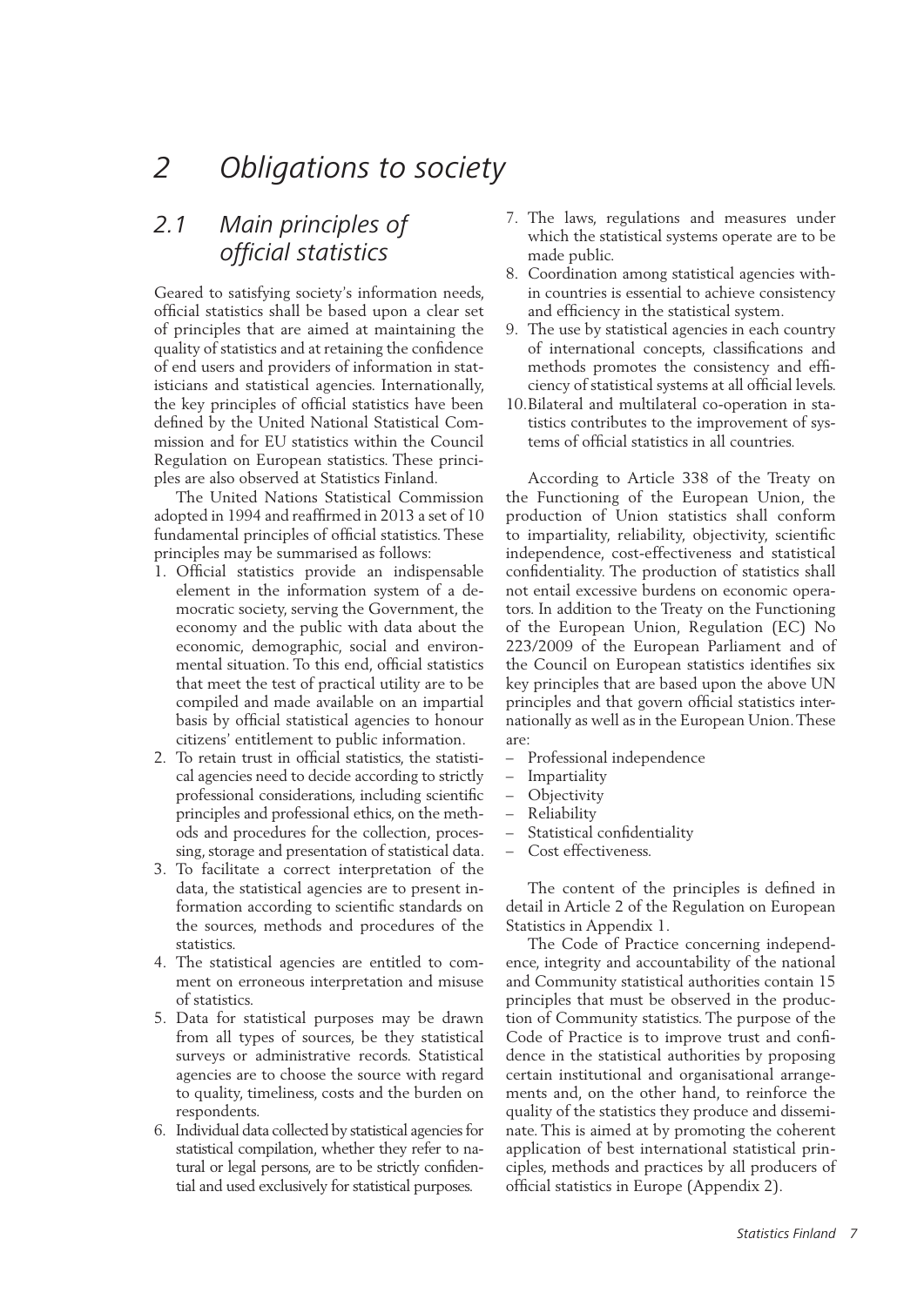# 2 Obligations to society

## 2.1 Main principles of official statistics

Geared to satisfying society's information needs, official statistics shall be based upon a clear set of principles that are aimed at maintaining the quality of statistics and at retaining the confidence of end users and providers of information in statisticians and statistical agencies. Internationally, the key principles of official statistics have been defined by the United National Statistical Commission and for EU statistics within the Council Regulation on European statistics. These principles are also observed at Statistics Finland.

The United Nations Statistical Commission adopted in 1994 and reaffirmed in 2013 a set of 10 fundamental principles of official statistics. These principles may be summarised as follows:

1. Official statistics provide an indispensable element in the information system of a democratic society, serving the Government, the economy and the public with data about the economic, demographic, social and environmental situation. To this end, official statistics that meet the test of practical utility are to be compiled and made available on an impartial basis by official statistical agencies to honour citizens' entitlement to public information.
2. To retain trust in official statistics, the statistical agencies need to decide according to strictly professional considerations, including scientific principles and professional ethics, on the methods and procedures for the collection, processing, storage and presentation of statistical data.
3. To facilitate a correct interpretation of the data, the statistical agencies are to present information according to scientific standards on the sources, methods and procedures of the statistics.
4. The statistical agencies are entitled to comment on erroneous interpretation and misuse of statistics.
5. Data for statistical purposes may be drawn from all types of sources, be they statistical surveys or administrative records. Statistical agencies are to choose the source with regard to quality, timeliness, costs and the burden on respondents.
6. Individual data collected by statistical agencies for statistical compilation, whether they refer to natural or legal persons, are to be strictly confidential and used exclusively for statistical purposes.
7. The laws, regulations and measures under which the statistical systems operate are to be made public.
8. Coordination among statistical agencies within countries is essential to achieve consistency and efficiency in the statistical system.
9. The use by statistical agencies in each country of international concepts, classifications and methods promotes the consistency and efficiency of statistical systems at all official levels.
10. Bilateral and multilateral co-operation in statistics contributes to the improvement of systems of official statistics in all countries.

According to Article 338 of the Treaty on the Functioning of the European Union, the production of Union statistics shall conform to impartiality, reliability, objectivity, scientific independence, cost-effectiveness and statistical confidentiality. The production of statistics shall not entail excessive burdens on economic operators. In addition to the Treaty on the Functioning of the European Union, Regulation (EC) No 223/2009 of the European Parliament and of the Council on European statistics identifies six key principles that are based upon the above UN principles and that govern official statistics internationally as well as in the European Union. These are:

- Professional independence
- Impartiality
- Objectivity
- Reliability
- Statistical confidentiality
- Cost effectiveness.

The content of the principles is defined in detail in Article 2 of the Regulation on European Statistics in Appendix 1.

The Code of Practice concerning independence, integrity and accountability of the national and Community statistical authorities contain 15 principles that must be observed in the production of Community statistics. The purpose of the Code of Practice is to improve trust and confidence in the statistical authorities by proposing certain institutional and organisational arrangements and, on the other hand, to reinforce the quality of the statistics they produce and disseminate. This is aimed at by promoting the coherent application of best international statistical principles, methods and practices by all producers of official statistics in Europe (Appendix 2).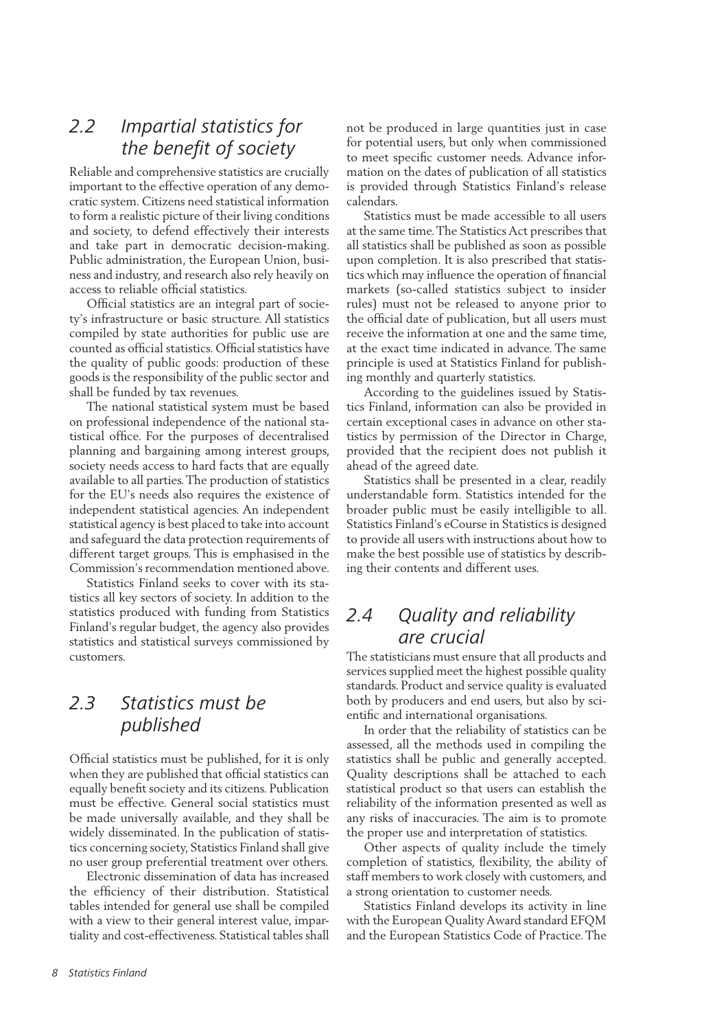## 2.2 Impartial statistics for the benefit of society

Reliable and comprehensive statistics are crucially important to the effective operation of any democratic system. Citizens need statistical information to form a realistic picture of their living conditions and society, to defend effectively their interests and take part in democratic decision-making. Public administration, the European Union, business and industry, and research also rely heavily on access to reliable official statistics.

Official statistics are an integral part of society's infrastructure or basic structure. All statistics compiled by state authorities for public use are counted as official statistics. Official statistics have the quality of public goods: production of these goods is the responsibility of the public sector and shall be funded by tax revenues.

The national statistical system must be based on professional independence of the national statistical office. For the purposes of decentralised planning and bargaining among interest groups, society needs access to hard facts that are equally available to all parties. The production of statistics for the EU's needs also requires the existence of independent statistical agencies. An independent statistical agency is best placed to take into account and safeguard the data protection requirements of different target groups. This is emphasised in the Commission's recommendation mentioned above.

Statistics Finland seeks to cover with its statistics all key sectors of society. In addition to the statistics produced with funding from Statistics Finland's regular budget, the agency also provides statistics and statistical surveys commissioned by customers.

## 2.3 Statistics must be published

Official statistics must be published, for it is only when they are published that official statistics can equally benefit society and its citizens. Publication must be effective. General social statistics must be made universally available, and they shall be widely disseminated. In the publication of statistics concerning society, Statistics Finland shall give no user group preferential treatment over others.

Electronic dissemination of data has increased the efficiency of their distribution. Statistical tables intended for general use shall be compiled with a view to their general interest value, impartiality and cost-effectiveness. Statistical tables shall not be produced in large quantities just in case for potential users, but only when commissioned to meet specific customer needs. Advance information on the dates of publication of all statistics is provided through Statistics Finland's release calendars.

Statistics must be made accessible to all users at the same time. The Statistics Act prescribes that all statistics shall be published as soon as possible upon completion. It is also prescribed that statistics which may influence the operation of financial markets (so-called statistics subject to insider rules) must not be released to anyone prior to the official date of publication, but all users must receive the information at one and the same time, at the exact time indicated in advance. The same principle is used at Statistics Finland for publishing monthly and quarterly statistics.

According to the guidelines issued by Statistics Finland, information can also be provided in certain exceptional cases in advance on other statistics by permission of the Director in Charge, provided that the recipient does not publish it ahead of the agreed date.

Statistics shall be presented in a clear, readily understandable form. Statistics intended for the broader public must be easily intelligible to all. Statistics Finland's eCourse in Statistics is designed to provide all users with instructions about how to make the best possible use of statistics by describing their contents and different uses.

## 2.4 Quality and reliability are crucial

The statisticians must ensure that all products and services supplied meet the highest possible quality standards. Product and service quality is evaluated both by producers and end users, but also by scientific and international organisations.

In order that the reliability of statistics can be assessed, all the methods used in compiling the statistics shall be public and generally accepted. Quality descriptions shall be attached to each statistical product so that users can establish the reliability of the information presented as well as any risks of inaccuracies. The aim is to promote the proper use and interpretation of statistics.

Other aspects of quality include the timely completion of statistics, flexibility, the ability of staff members to work closely with customers, and a strong orientation to customer needs.

Statistics Finland develops its activity in line with the European Quality Award standard EFQM and the European Statistics Code of Practice. The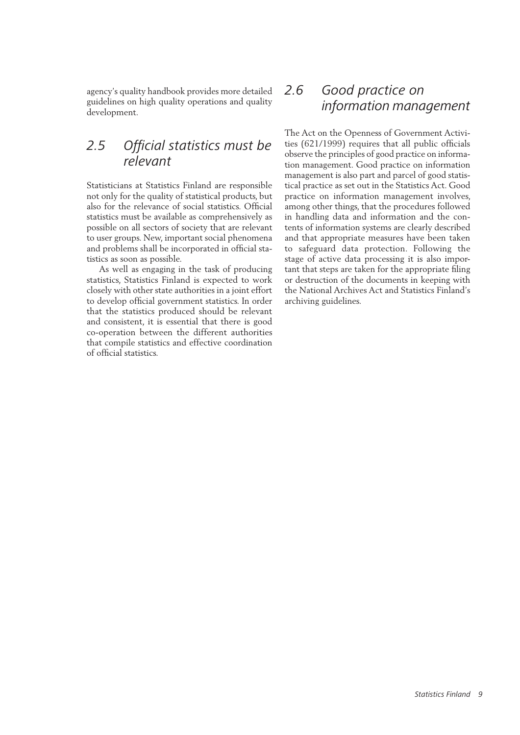agency's quality handbook provides more detailed guidelines on high quality operations and quality development.

## 2.5 Official statistics must be relevant

Statisticians at Statistics Finland are responsible not only for the quality of statistical products, but also for the relevance of social statistics. Official statistics must be available as comprehensively as possible on all sectors of society that are relevant to user groups. New, important social phenomena and problems shall be incorporated in official statistics as soon as possible.

As well as engaging in the task of producing statistics, Statistics Finland is expected to work closely with other state authorities in a joint effort to develop official government statistics. In order that the statistics produced should be relevant and consistent, it is essential that there is good co-operation between the different authorities that compile statistics and effective coordination of official statistics.

## 2.6 Good practice on information management

The Act on the Openness of Government Activities (621/1999) requires that all public officials observe the principles of good practice on information management. Good practice on information management is also part and parcel of good statistical practice as set out in the Statistics Act. Good practice on information management involves, among other things, that the procedures followed in handling data and information and the contents of information systems are clearly described and that appropriate measures have been taken to safeguard data protection. Following the stage of active data processing it is also important that steps are taken for the appropriate filing or destruction of the documents in keeping with the National Archives Act and Statistics Finland's archiving guidelines.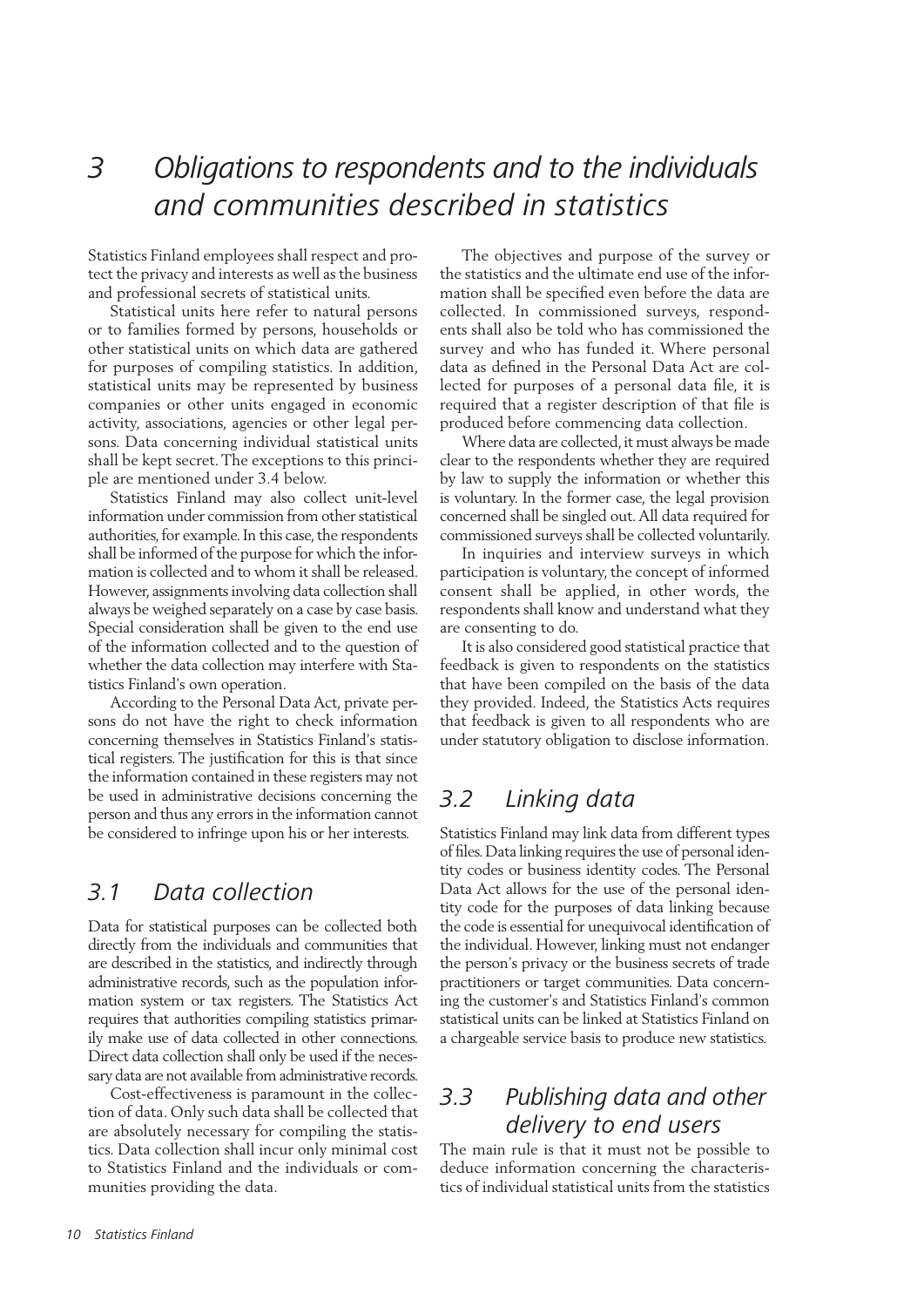# 3 Obligations to respondents and to the individuals and communities described in statistics

Statistics Finland employees shall respect and protect the privacy and interests as well as the business and professional secrets of statistical units.

Statistical units here refer to natural persons or to families formed by persons, households or other statistical units on which data are gathered for purposes of compiling statistics. In addition, statistical units may be represented by business companies or other units engaged in economic activity, associations, agencies or other legal persons. Data concerning individual statistical units shall be kept secret. The exceptions to this principle are mentioned under 3.4 below.

Statistics Finland may also collect unit-level information under commission from other statistical authorities, for example. In this case, the respondents shall be informed of the purpose for which the information is collected and to whom it shall be released. However, assignments involving data collection shall always be weighed separately on a case by case basis. Special consideration shall be given to the end use of the information collected and to the question of whether the data collection may interfere with Statistics Finland's own operation.

According to the Personal Data Act, private persons do not have the right to check information concerning themselves in Statistics Finland's statistical registers. The justification for this is that since the information contained in these registers may not be used in administrative decisions concerning the person and thus any errors in the information cannot be considered to infringe upon his or her interests.

## 3.1 Data collection

Data for statistical purposes can be collected both directly from the individuals and communities that are described in the statistics, and indirectly through administrative records, such as the population information system or tax registers. The Statistics Act requires that authorities compiling statistics primarily make use of data collected in other connections. Direct data collection shall only be used if the necessary data are not available from administrative records.

Cost-effectiveness is paramount in the collection of data. Only such data shall be collected that are absolutely necessary for compiling the statistics. Data collection shall incur only minimal cost to Statistics Finland and the individuals or communities providing the data.

The objectives and purpose of the survey or the statistics and the ultimate end use of the information shall be specified even before the data are collected. In commissioned surveys, respondents shall also be told who has commissioned the survey and who has funded it. Where personal data as defined in the Personal Data Act are collected for purposes of a personal data file, it is required that a register description of that file is produced before commencing data collection.

Where data are collected, it must always be made clear to the respondents whether they are required by law to supply the information or whether this is voluntary. In the former case, the legal provision concerned shall be singled out. All data required for commissioned surveys shall be collected voluntarily.

In inquiries and interview surveys in which participation is voluntary, the concept of informed consent shall be applied, in other words, the respondents shall know and understand what they are consenting to do.

It is also considered good statistical practice that feedback is given to respondents on the statistics that have been compiled on the basis of the data they provided. Indeed, the Statistics Acts requires that feedback is given to all respondents who are under statutory obligation to disclose information.

## 3.2 Linking data

Statistics Finland may link data from different types of files. Data linking requires the use of personal identity codes or business identity codes. The Personal Data Act allows for the use of the personal identity code for the purposes of data linking because the code is essential for unequivocal identification of the individual. However, linking must not endanger the person's privacy or the business secrets of trade practitioners or target communities. Data concerning the customer's and Statistics Finland's common statistical units can be linked at Statistics Finland on a chargeable service basis to produce new statistics.

## 3.3 Publishing data and other delivery to end users

The main rule is that it must not be possible to deduce information concerning the characteristics of individual statistical units from the statistics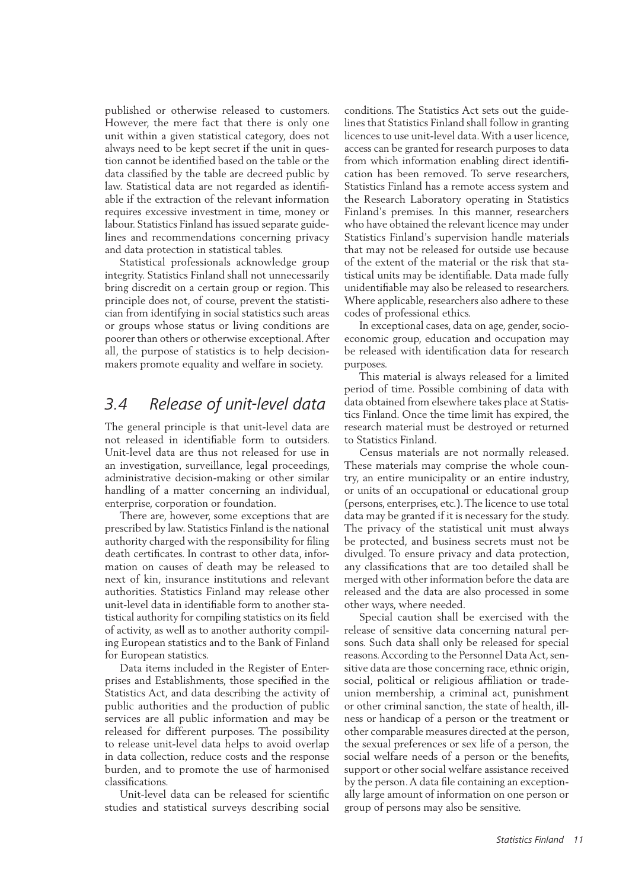published or otherwise released to customers. However, the mere fact that there is only one unit within a given statistical category, does not always need to be kept secret if the unit in question cannot be identified based on the table or the data classified by the table are decreed public by law. Statistical data are not regarded as identifiable if the extraction of the relevant information requires excessive investment in time, money or labour. Statistics Finland has issued separate guidelines and recommendations concerning privacy and data protection in statistical tables.

Statistical professionals acknowledge group integrity. Statistics Finland shall not unnecessarily bring discredit on a certain group or region. This principle does not, of course, prevent the statistician from identifying in social statistics such areas or groups whose status or living conditions are poorer than others or otherwise exceptional. After all, the purpose of statistics is to help decision-makers promote equality and welfare in society.

## *3.4 Release of unit-level data*

The general principle is that unit-level data are not released in identifiable form to outsiders. Unit-level data are thus not released for use in an investigation, surveillance, legal proceedings, administrative decision-making or other similar handling of a matter concerning an individual, enterprise, corporation or foundation.

There are, however, some exceptions that are prescribed by law. Statistics Finland is the national authority charged with the responsibility for filing death certificates. In contrast to other data, information on causes of death may be released to next of kin, insurance institutions and relevant authorities. Statistics Finland may release other unit-level data in identifiable form to another statistical authority for compiling statistics on its field of activity, as well as to another authority compiling European statistics and to the Bank of Finland for European statistics.

Data items included in the Register of Enterprises and Establishments, those specified in the Statistics Act, and data describing the activity of public authorities and the production of public services are all public information and may be released for different purposes. The possibility to release unit-level data helps to avoid overlap in data collection, reduce costs and the response burden, and to promote the use of harmonised classifications.

Unit-level data can be released for scientific studies and statistical surveys describing social conditions. The Statistics Act sets out the guidelines that Statistics Finland shall follow in granting licences to use unit-level data. With a user licence, access can be granted for research purposes to data from which information enabling direct identification has been removed. To serve researchers, Statistics Finland has a remote access system and the Research Laboratory operating in Statistics Finland's premises. In this manner, researchers who have obtained the relevant licence may under Statistics Finland's supervision handle materials that may not be released for outside use because of the extent of the material or the risk that statistical units may be identifiable. Data made fully unidentifiable may also be released to researchers. Where applicable, researchers also adhere to these codes of professional ethics.

In exceptional cases, data on age, gender, socio-economic group, education and occupation may be released with identification data for research purposes.

This material is always released for a limited period of time. Possible combining of data with data obtained from elsewhere takes place at Statistics Finland. Once the time limit has expired, the research material must be destroyed or returned to Statistics Finland.

Census materials are not normally released. These materials may comprise the whole country, an entire municipality or an entire industry, or units of an occupational or educational group (persons, enterprises, etc.). The licence to use total data may be granted if it is necessary for the study. The privacy of the statistical unit must always be protected, and business secrets must not be divulged. To ensure privacy and data protection, any classifications that are too detailed shall be merged with other information before the data are released and the data are also processed in some other ways, where needed.

Special caution shall be exercised with the release of sensitive data concerning natural persons. Such data shall only be released for special reasons. According to the Personnel Data Act, sensitive data are those concerning race, ethnic origin, social, political or religious affiliation or trade-union membership, a criminal act, punishment or other criminal sanction, the state of health, illness or handicap of a person or the treatment or other comparable measures directed at the person, the sexual preferences or sex life of a person, the social welfare needs of a person or the benefits, support or other social welfare assistance received by the person. A data file containing an exceptionally large amount of information on one person or group of persons may also be sensitive.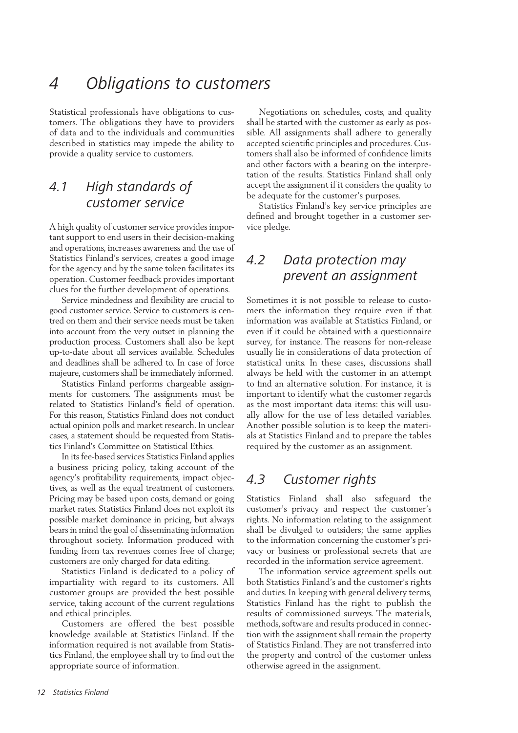# 4 Obligations to customers

Statistical professionals have obligations to customers. The obligations they have to providers of data and to the individuals and communities described in statistics may impede the ability to provide a quality service to customers.

## 4.1 High standards of customer service

A high quality of customer service provides important support to end users in their decision-making and operations, increases awareness and the use of Statistics Finland's services, creates a good image for the agency and by the same token facilitates its operation. Customer feedback provides important clues for the further development of operations.

Service mindedness and flexibility are crucial to good customer service. Service to customers is centred on them and their service needs must be taken into account from the very outset in planning the production process. Customers shall also be kept up-to-date about all services available. Schedules and deadlines shall be adhered to. In case of force majeure, customers shall be immediately informed.

Statistics Finland performs chargeable assignments for customers. The assignments must be related to Statistics Finland's field of operation. For this reason, Statistics Finland does not conduct actual opinion polls and market research. In unclear cases, a statement should be requested from Statistics Finland's Committee on Statistical Ethics.

In its fee-based services Statistics Finland applies a business pricing policy, taking account of the agency's profitability requirements, impact objectives, as well as the equal treatment of customers. Pricing may be based upon costs, demand or going market rates. Statistics Finland does not exploit its possible market dominance in pricing, but always bears in mind the goal of disseminating information throughout society. Information produced with funding from tax revenues comes free of charge; customers are only charged for data editing.

Statistics Finland is dedicated to a policy of impartiality with regard to its customers. All customer groups are provided the best possible service, taking account of the current regulations and ethical principles.

Customers are offered the best possible knowledge available at Statistics Finland. If the information required is not available from Statistics Finland, the employee shall try to find out the appropriate source of information.

Negotiations on schedules, costs, and quality shall be started with the customer as early as possible. All assignments shall adhere to generally accepted scientific principles and procedures. Customers shall also be informed of confidence limits and other factors with a bearing on the interpretation of the results. Statistics Finland shall only accept the assignment if it considers the quality to be adequate for the customer's purposes.

Statistics Finland's key service principles are defined and brought together in a customer service pledge.

## 4.2 Data protection may prevent an assignment

Sometimes it is not possible to release to customers the information they require even if that information was available at Statistics Finland, or even if it could be obtained with a questionnaire survey, for instance. The reasons for non-release usually lie in considerations of data protection of statistical units. In these cases, discussions shall always be held with the customer in an attempt to find an alternative solution. For instance, it is important to identify what the customer regards as the most important data items: this will usually allow for the use of less detailed variables. Another possible solution is to keep the materials at Statistics Finland and to prepare the tables required by the customer as an assignment.

## 4.3 Customer rights

Statistics Finland shall also safeguard the customer's privacy and respect the customer's rights. No information relating to the assignment shall be divulged to outsiders; the same applies to the information concerning the customer's privacy or business or professional secrets that are recorded in the information service agreement.

The information service agreement spells out both Statistics Finland's and the customer's rights and duties. In keeping with general delivery terms, Statistics Finland has the right to publish the results of commissioned surveys. The materials, methods, software and results produced in connection with the assignment shall remain the property of Statistics Finland. They are not transferred into the property and control of the customer unless otherwise agreed in the assignment.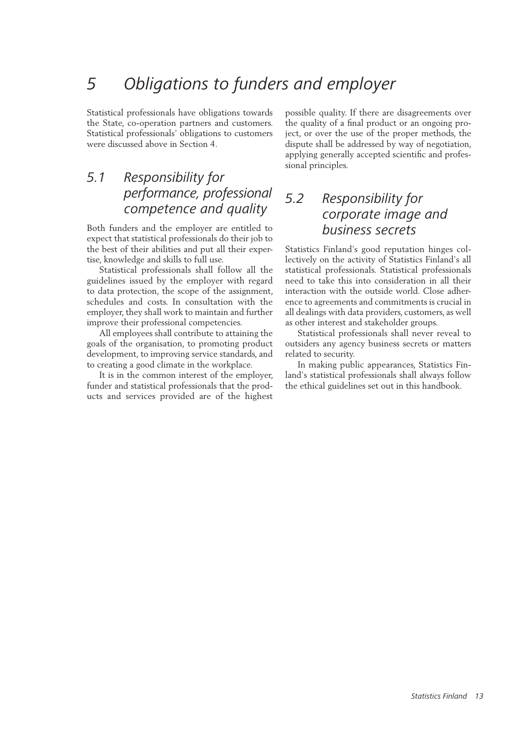# 5 Obligations to funders and employer

Statistical professionals have obligations towards the State, co-operation partners and customers. Statistical professionals' obligations to customers were discussed above in Section 4.

## 5.1 Responsibility for performance, professional competence and quality

Both funders and the employer are entitled to expect that statistical professionals do their job to the best of their abilities and put all their expertise, knowledge and skills to full use.

Statistical professionals shall follow all the guidelines issued by the employer with regard to data protection, the scope of the assignment, schedules and costs. In consultation with the employer, they shall work to maintain and further improve their professional competencies.

All employees shall contribute to attaining the goals of the organisation, to promoting product development, to improving service standards, and to creating a good climate in the workplace.

It is in the common interest of the employer, funder and statistical professionals that the products and services provided are of the highest possible quality. If there are disagreements over the quality of a final product or an ongoing project, or over the use of the proper methods, the dispute shall be addressed by way of negotiation, applying generally accepted scientific and professional principles.

## 5.2 Responsibility for corporate image and business secrets

Statistics Finland's good reputation hinges collectively on the activity of Statistics Finland's all statistical professionals. Statistical professionals need to take this into consideration in all their interaction with the outside world. Close adherence to agreements and commitments is crucial in all dealings with data providers, customers, as well as other interest and stakeholder groups.

Statistical professionals shall never reveal to outsiders any agency business secrets or matters related to security.

In making public appearances, Statistics Finland's statistical professionals shall always follow the ethical guidelines set out in this handbook.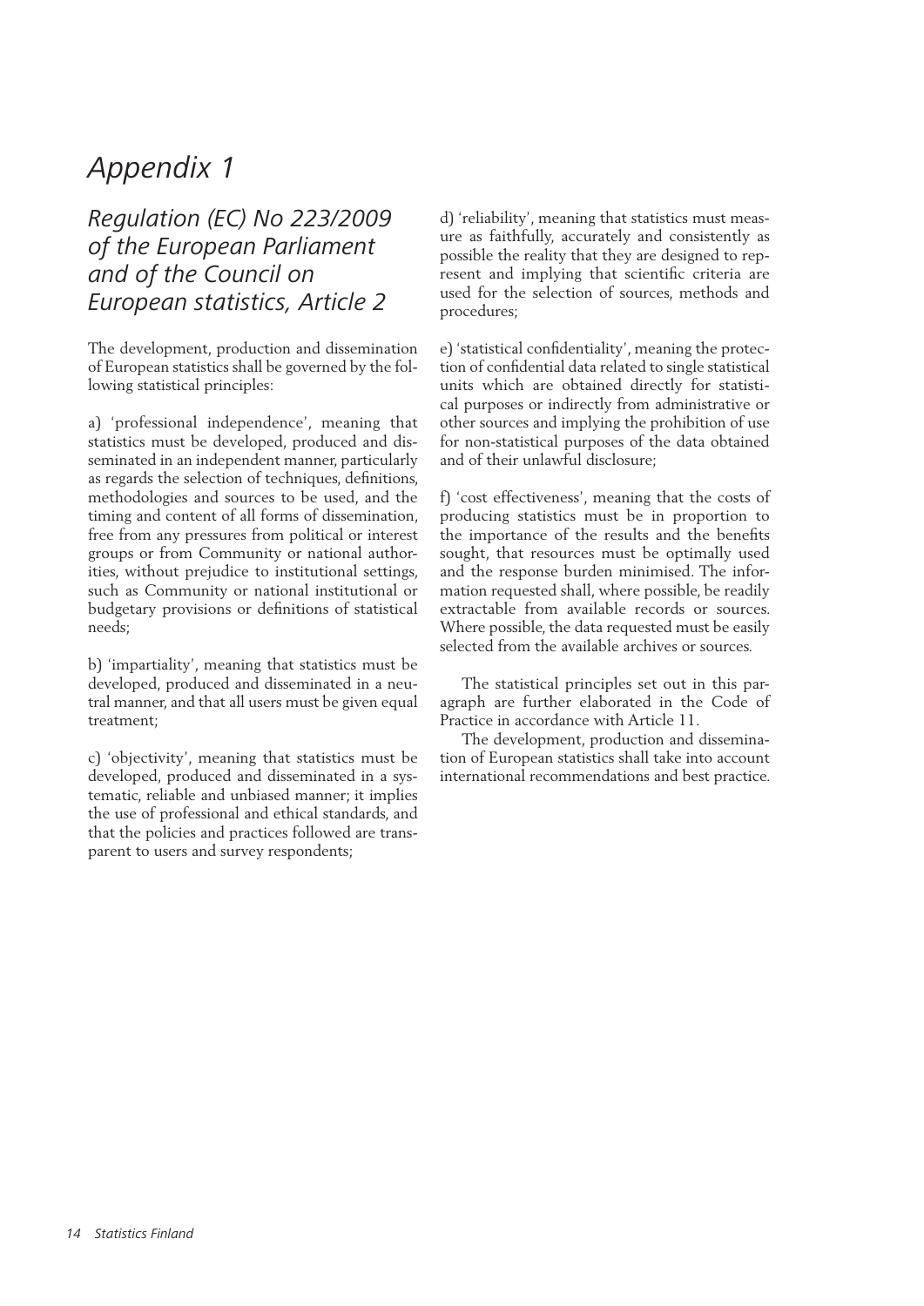# *Appendix 1*

## *Regulation (EC) No 223/2009 of the European Parliament and of the Council on European statistics, Article 2*

The development, production and dissemination of European statistics shall be governed by the following statistical principles:

a) 'professional independence', meaning that statistics must be developed, produced and disseminated in an independent manner, particularly as regards the selection of techniques, definitions, methodologies and sources to be used, and the timing and content of all forms of dissemination, free from any pressures from political or interest groups or from Community or national authorities, without prejudice to institutional settings, such as Community or national institutional or budgetary provisions or definitions of statistical needs;

b) 'impartiality', meaning that statistics must be developed, produced and disseminated in a neutral manner, and that all users must be given equal treatment;

c) 'objectivity', meaning that statistics must be developed, produced and disseminated in a systematic, reliable and unbiased manner; it implies the use of professional and ethical standards, and that the policies and practices followed are transparent to users and survey respondents;

d) 'reliability', meaning that statistics must measure as faithfully, accurately and consistently as possible the reality that they are designed to represent and implying that scientific criteria are used for the selection of sources, methods and procedures;

e) 'statistical confidentiality', meaning the protection of confidential data related to single statistical units which are obtained directly for statistical purposes or indirectly from administrative or other sources and implying the prohibition of use for non-statistical purposes of the data obtained and of their unlawful disclosure;

f) 'cost effectiveness', meaning that the costs of producing statistics must be in proportion to the importance of the results and the benefits sought, that resources must be optimally used and the response burden minimised. The information requested shall, where possible, be readily extractable from available records or sources. Where possible, the data requested must be easily selected from the available archives or sources.

The statistical principles set out in this paragraph are further elaborated in the Code of Practice in accordance with Article 11.

The development, production and dissemination of European statistics shall take into account international recommendations and best practice.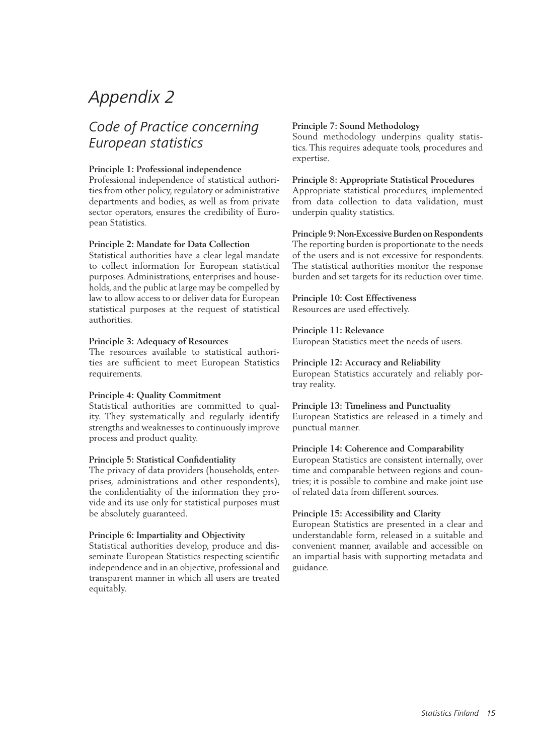# Appendix 2

## Code of Practice concerning European statistics

**Principle 1: Professional independence**
Professional independence of statistical authorities from other policy, regulatory or administrative departments and bodies, as well as from private sector operators, ensures the credibility of European Statistics.

**Principle 2: Mandate for Data Collection**
Statistical authorities have a clear legal mandate to collect information for European statistical purposes. Administrations, enterprises and households, and the public at large may be compelled by law to allow access to or deliver data for European statistical purposes at the request of statistical authorities.

**Principle 3: Adequacy of Resources**
The resources available to statistical authorities are sufficient to meet European Statistics requirements.

**Principle 4: Quality Commitment**
Statistical authorities are committed to quality. They systematically and regularly identify strengths and weaknesses to continuously improve process and product quality.

**Principle 5: Statistical Confidentiality**
The privacy of data providers (households, enterprises, administrations and other respondents), the confidentiality of the information they provide and its use only for statistical purposes must be absolutely guaranteed.

**Principle 6: Impartiality and Objectivity**
Statistical authorities develop, produce and disseminate European Statistics respecting scientific independence and in an objective, professional and transparent manner in which all users are treated equitably.

**Principle 7: Sound Methodology**
Sound methodology underpins quality statistics. This requires adequate tools, procedures and expertise.

**Principle 8: Appropriate Statistical Procedures**
Appropriate statistical procedures, implemented from data collection to data validation, must underpin quality statistics.

**Principle 9: Non-Excessive Burden on Respondents**
The reporting burden is proportionate to the needs of the users and is not excessive for respondents. The statistical authorities monitor the response burden and set targets for its reduction over time.

**Principle 10: Cost Effectiveness**
Resources are used effectively.

**Principle 11: Relevance**
European Statistics meet the needs of users.

**Principle 12: Accuracy and Reliability**
European Statistics accurately and reliably portray reality.

**Principle 13: Timeliness and Punctuality**
European Statistics are released in a timely and punctual manner.

**Principle 14: Coherence and Comparability**
European Statistics are consistent internally, over time and comparable between regions and countries; it is possible to combine and make joint use of related data from different sources.

**Principle 15: Accessibility and Clarity**
European Statistics are presented in a clear and understandable form, released in a suitable and convenient manner, available and accessible on an impartial basis with supporting metadata and guidance.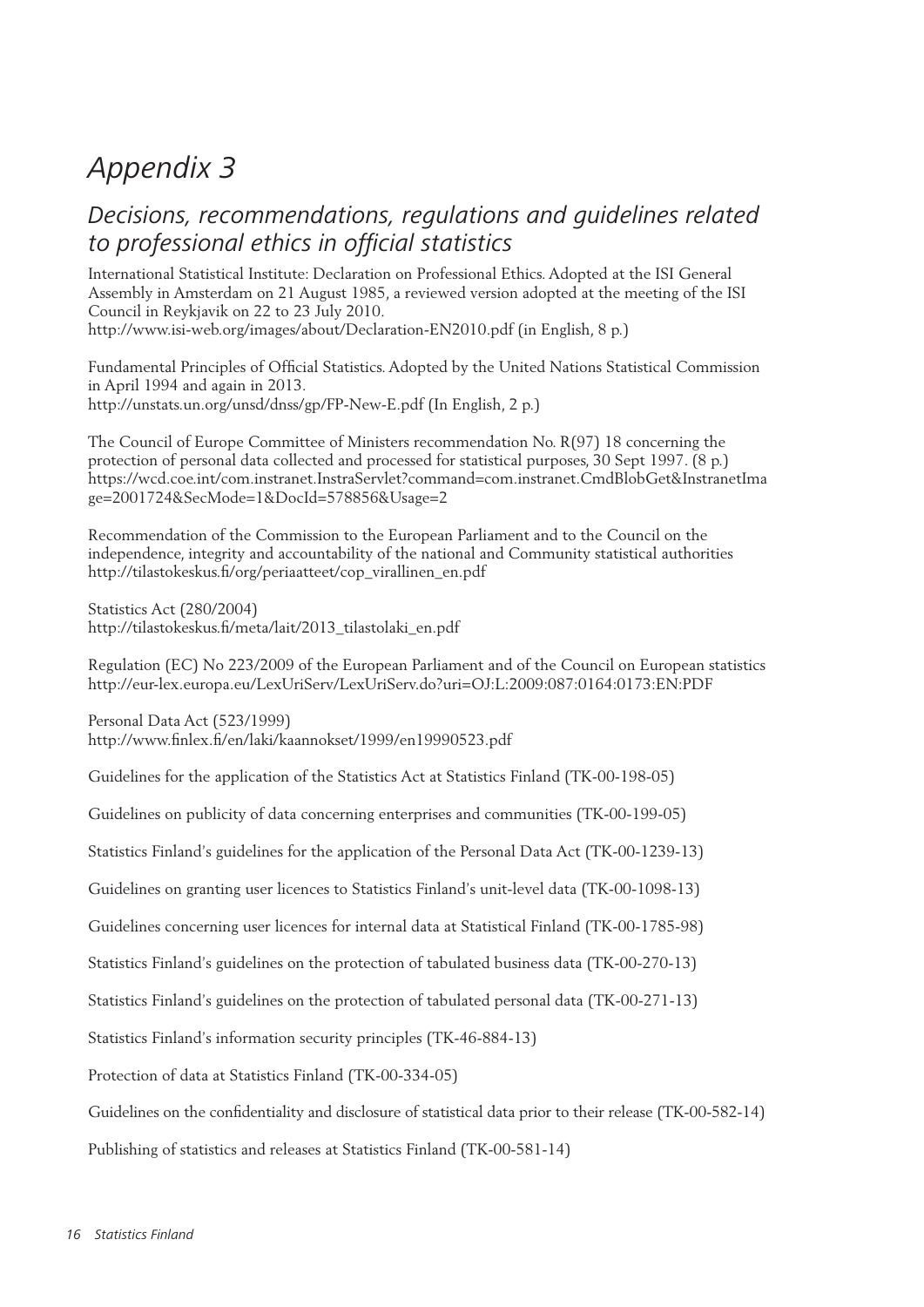# Appendix 3

## Decisions, recommendations, regulations and guidelines related to professional ethics in official statistics

International Statistical Institute: Declaration on Professional Ethics. Adopted at the ISI General Assembly in Amsterdam on 21 August 1985, a reviewed version adopted at the meeting of the ISI Council in Reykjavik on 22 to 23 July 2010.
http://www.isi-web.org/images/about/Declaration-EN2010.pdf (in English, 8 p.)

Fundamental Principles of Official Statistics. Adopted by the United Nations Statistical Commission in April 1994 and again in 2013.
http://unstats.un.org/unsd/dnss/gp/FP-New-E.pdf (In English, 2 p.)

The Council of Europe Committee of Ministers recommendation No. R(97) 18 concerning the protection of personal data collected and processed for statistical purposes, 30 Sept 1997. (8 p.)
https://wcd.coe.int/com.instranet.InstraServlet?command=com.instranet.CmdBlobGet&InstranetImage=2001724&SecMode=1&DocId=578856&Usage=2

Recommendation of the Commission to the European Parliament and to the Council on the independence, integrity and accountability of the national and Community statistical authorities
http://tilastokeskus.fi/org/periaatteet/cop_virallinen_en.pdf

Statistics Act (280/2004)
http://tilastokeskus.fi/meta/lait/2013_tilastolaki_en.pdf

Regulation (EC) No 223/2009 of the European Parliament and of the Council on European statistics
http://eur-lex.europa.eu/LexUriServ/LexUriServ.do?uri=OJ:L:2009:087:0164:0173:EN:PDF

Personal Data Act (523/1999)
http://www.finlex.fi/en/laki/kaannokset/1999/en19990523.pdf

Guidelines for the application of the Statistics Act at Statistics Finland (TK-00-198-05)

Guidelines on publicity of data concerning enterprises and communities (TK-00-199-05)

Statistics Finland's guidelines for the application of the Personal Data Act (TK-00-1239-13)

Guidelines on granting user licences to Statistics Finland's unit-level data (TK-00-1098-13)

Guidelines concerning user licences for internal data at Statistical Finland (TK-00-1785-98)

Statistics Finland's guidelines on the protection of tabulated business data (TK-00-270-13)

Statistics Finland's guidelines on the protection of tabulated personal data (TK-00-271-13)

Statistics Finland's information security principles (TK-46-884-13)

Protection of data at Statistics Finland (TK-00-334-05)

Guidelines on the confidentiality and disclosure of statistical data prior to their release (TK-00-582-14)

Publishing of statistics and releases at Statistics Finland (TK-00-581-14)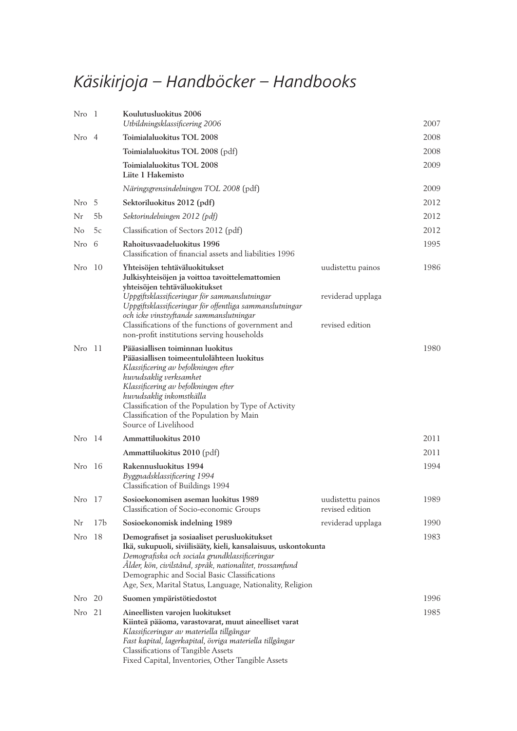# *Käsikirjoja – Handböcker – Handbooks*

| | | | | |
|---|---|---|---|---|
| Nro | 1 | **Koulutusluokitus 2006**<br>*Utbildningsklassificering 2006* | | 2007 |
| Nro | 4 | **Toimialaluokitus TOL 2008** | | 2008 |
| | | **Toimialaluokitus TOL 2008** (pdf) | | 2008 |
| | | **Toimialaluokitus TOL 2008**<br>**Liite 1 Hakemisto** | | 2009 |
| | | *Näringsgrensindelningen TOL 2008* (pdf) | | 2009 |
| Nro | 5 | **Sektoriluokitus 2012 (pdf)** | | 2012 |
| Nr | 5b | *Sektorindelningen 2012 (pdf)* | | 2012 |
| No | 5c | Classification of Sectors 2012 (pdf) | | 2012 |
| Nro | 6 | **Rahoitusvaadeluokitus 1996**<br>Classification of financial assets and liabilities 1996 | | 1995 |
| Nro | 10 | **Yhteisöjen tehtäväluokitukset**<br>**Julkisyhteisöjen ja voittoa tavoittelemattomien yhteisöjen tehtäväluokitukset**<br>*Uppgiftsklassificeringar för sammanslutningar*<br>*Uppgiftsklassificeringar för offentliga sammanslutningar och icke vinstsyftande sammanslutningar*<br>Classifications of the functions of government and non-profit institutions serving households | uudistettu painos<br><br><br>reviderad upplaga<br><br><br>revised edition | 1986 |
| Nro | 11 | **Pääasiallisen toiminnan luokitus**<br>**Pääasiallisen toimeentulolähteen luokitus**<br>*Klassificering av befolkningen efter huvudsaklig verksamhet*<br>*Klassificering av befolkningen efter huvudsaklig inkomstkälla*<br>Classification of the Population by Type of Activity<br>Classification of the Population by Main Source of Livelihood | | 1980 |
| Nro | 14 | **Ammattiluokitus 2010** | | 2011 |
| | | **Ammattiluokitus 2010** (pdf) | | 2011 |
| Nro | 16 | **Rakennusluokitus 1994**<br>*Byggnadsklassificering 1994*<br>Classification of Buildings 1994 | | 1994 |
| Nro | 17 | **Sosioekonomisen aseman luokitus 1989**<br>Classification of Socio-economic Groups | uudistettu painos<br>revised edition | 1989 |
| Nr | 17b | **Sosioekonomisk indelning 1989** | reviderad upplaga | 1990 |
| Nro | 18 | **Demografiset ja sosiaaliset perusluokitukset**<br>**Ikä, sukupuoli, siviilisääty, kieli, kansalaisuus, uskontokunta**<br>*Demografiska och sociala grundklassificeringar*<br>*Ålder, kön, civilstånd, språk, nationalitet, trossamfund*<br>Demographic and Social Basic Classifications<br>Age, Sex, Marital Status, Language, Nationality, Religion | | 1983 |
| Nro | 20 | **Suomen ympäristötiedostot** | | 1996 |
| Nro | 21 | **Aineellisten varojen luokitukset**<br>**Kiinteä pääoma, varastovarat, muut aineelliset varat**<br>*Klassificeringar av materiella tillgångar*<br>*Fast kapital, lagerkapital, övriga materiella tillgångar*<br>Classifications of Tangible Assets<br>Fixed Capital, Inventories, Other Tangible Assets | | 1985 |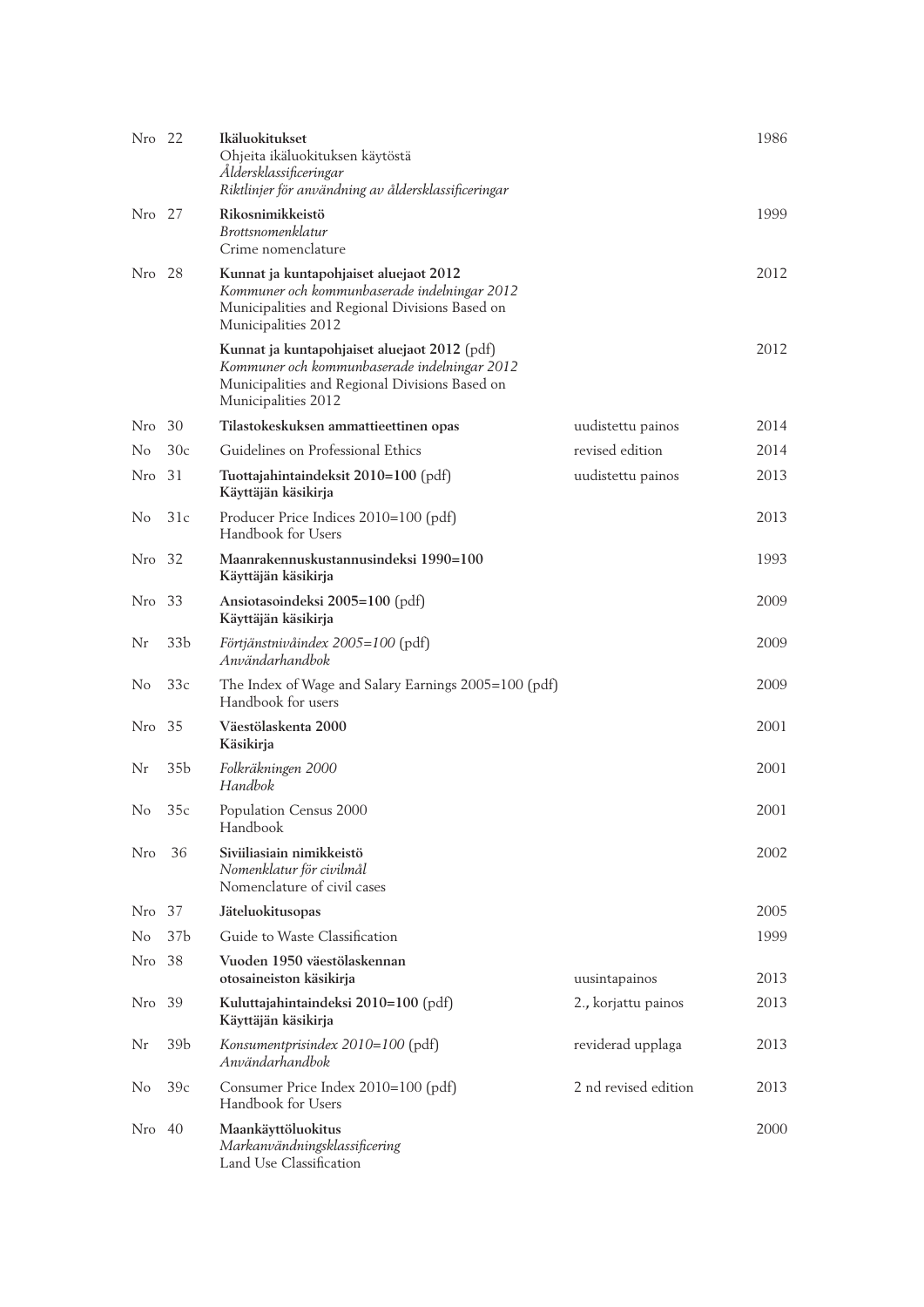| | | | | |
|---|---|---|---|---|
| Nro | 22 | **Ikäluokitukset**<br>Ohjeita ikäluokituksen käytöstä<br>*Åldersklassificeringar*<br>*Riktlinjer för användning av åldersklassificeringar* | | 1986 |
| Nro | 27 | **Rikosnimikkeistö**<br>*Brottsnomenklatur*<br>Crime nomenclature | | 1999 |
| Nro | 28 | **Kunnat ja kuntapohjaiset aluejaot 2012**<br>*Kommuner och kommunbaserade indelningar 2012*<br>Municipalities and Regional Divisions Based on Municipalities 2012 | | 2012 |
| | | **Kunnat ja kuntapohjaiset aluejaot 2012** (pdf)<br>*Kommuner och kommunbaserade indelningar 2012*<br>Municipalities and Regional Divisions Based on Municipalities 2012 | | 2012 |
| Nro | 30 | **Tilastokeskuksen ammattieettinen opas** | uudistettu painos | 2014 |
| No | 30c | Guidelines on Professional Ethics | revised edition | 2014 |
| Nro | 31 | **Tuottajahintaindeksit 2010=100** (pdf)<br>**Käyttäjän käsikirja** | uudistettu painos | 2013 |
| No | 31c | Producer Price Indices 2010=100 (pdf)<br>Handbook for Users | | 2013 |
| Nro | 32 | **Maanrakennuskustannusindeksi 1990=100**<br>**Käyttäjän käsikirja** | | 1993 |
| Nro | 33 | **Ansiotasoindeksi 2005=100** (pdf)<br>**Käyttäjän käsikirja** | | 2009 |
| Nr | 33b | *Förtjänstnivåindex 2005=100* (pdf)<br>*Användarhandbok* | | 2009 |
| No | 33c | The Index of Wage and Salary Earnings 2005=100 (pdf)<br>Handbook for users | | 2009 |
| Nro | 35 | **Väestölaskenta 2000**<br>**Käsikirja** | | 2001 |
| Nr | 35b | *Folkräkningen 2000*<br>*Handbok* | | 2001 |
| No | 35c | Population Census 2000<br>Handbook | | 2001 |
| Nro | 36 | **Siviiliasiain nimikkeistö**<br>*Nomenklatur för civilmål*<br>Nomenclature of civil cases | | 2002 |
| Nro | 37 | **Jäteluokitusopas** | | 2005 |
| No | 37b | Guide to Waste Classification | | 1999 |
| Nro | 38 | **Vuoden 1950 väestölaskennan otosaineiston käsikirja** | uusintapainos | 2013 |
| Nro | 39 | **Kuluttajahintaindeksi 2010=100** (pdf)<br>**Käyttäjän käsikirja** | 2., korjattu painos | 2013 |
| Nr | 39b | *Konsumentprisindex 2010=100* (pdf)<br>*Användarhandbok* | reviderad upplaga | 2013 |
| No | 39c | Consumer Price Index 2010=100 (pdf)<br>Handbook for Users | 2 nd revised edition | 2013 |
| Nro | 40 | **Maankäyttöluokitus**<br>*Markanvändningsklassificering*<br>Land Use Classification | | 2000 |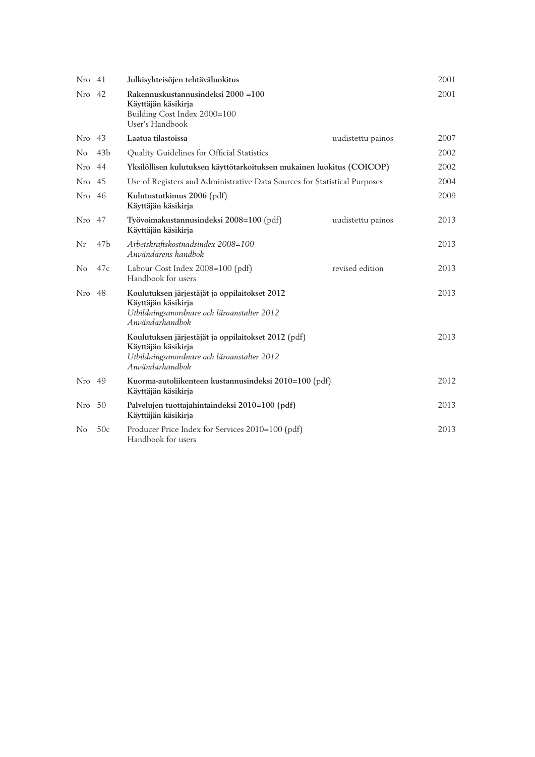| | | | | |
|---|---|---|---|---|
| Nro | 41 | **Julkisyhteisöjen tehtäväluokitus** | | 2001 |
| Nro | 42 | **Rakennuskustannusindeksi 2000 =100**<br>**Käyttäjän käsikirja**<br>Building Cost Index 2000=100<br>User's Handbook | | 2001 |
| Nro | 43 | **Laatua tilastoissa** | uudistettu painos | 2007 |
| No | 43b | Quality Guidelines for Official Statistics | | 2002 |
| Nro | 44 | **Yksilöllisen kulutuksen käyttötarkoituksen mukainen luokitus (COICOP)** | | 2002 |
| Nro | 45 | Use of Registers and Administrative Data Sources for Statistical Purposes | | 2004 |
| Nro | 46 | **Kulutustutkimus 2006** (pdf)<br>**Käyttäjän käsikirja** | | 2009 |
| Nro | 47 | **Työvoimakustannusindeksi 2008=100** (pdf)<br>**Käyttäjän käsikirja** | uudistettu painos | 2013 |
| Nr | 47b | *Arbetskraftskostnadsindex 2008=100*<br>*Användarens handbok* | | 2013 |
| No | 47c | Labour Cost Index 2008=100 (pdf)<br>Handbook for users | revised edition | 2013 |
| Nro | 48 | **Koulutuksen järjestäjät ja oppilaitokset 2012**<br>**Käyttäjän käsikirja**<br>*Utbildningsanordnare och läroanstalter 2012*<br>*Användarhandbok* | | 2013 |
| | | **Koulutuksen järjestäjät ja oppilaitokset 2012** (pdf)<br>**Käyttäjän käsikirja**<br>*Utbildningsanordnare och läroanstalter 2012*<br>*Användarhandbok* | | 2013 |
| Nro | 49 | **Kuorma-autoliikenteen kustannusindeksi 2010=100** (pdf)<br>**Käyttäjän käsikirja** | | 2012 |
| Nro | 50 | **Palvelujen tuottajahintaindeksi 2010=100 (pdf)**<br>**Käyttäjän käsikirja** | | 2013 |
| No | 50c | Producer Price Index for Services 2010=100 (pdf)<br>Handbook for users | | 2013 |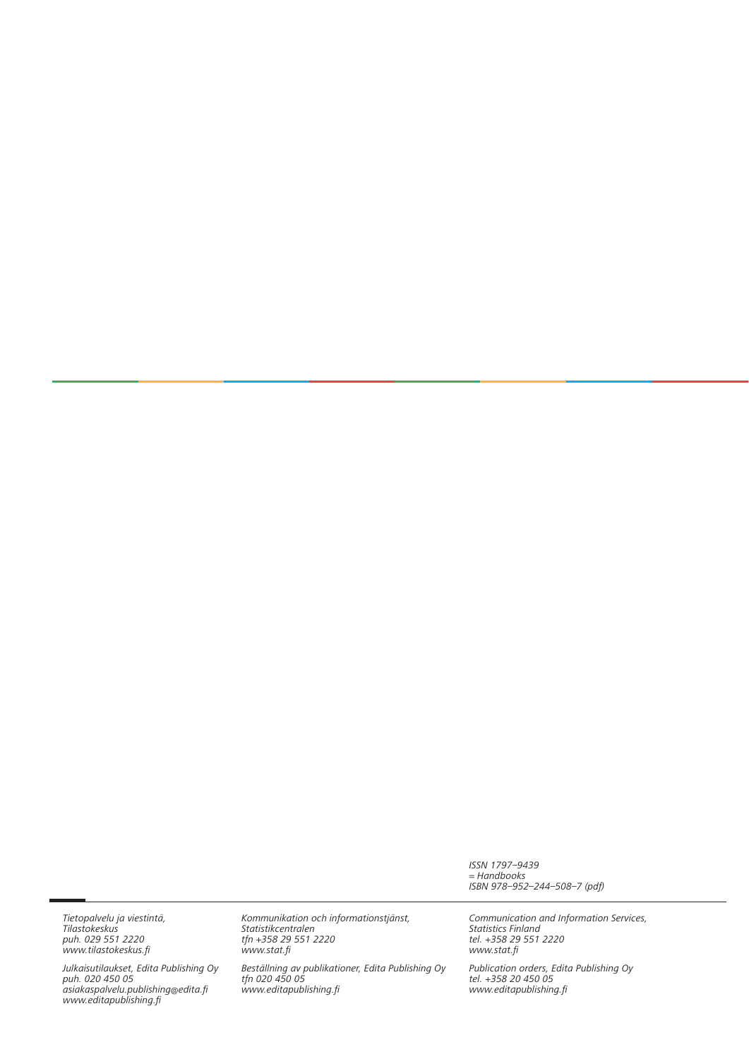*ISSN 1797–9439*
*= Handbooks*
*ISBN 978–952–244–508–7 (pdf)*

*Tietopalvelu ja viestintä,*
*Tilastokeskus*
*puh. 029 551 2220*
*www.tilastokeskus.fi*

*Julkaisutilaukset, Edita Publishing Oy*
*puh. 020 450 05*
*asiakaspalvelu.publishing@edita.fi*
*www.editapublishing.fi*

*Kommunikation och informationstjänst,*
*Statistikcentralen*
*tfn +358 29 551 2220*
*www.stat.fi*

*Beställning av publikationer, Edita Publishing Oy*
*tfn 020 450 05*
*www.editapublishing.fi*

*Communication and Information Services,*
*Statistics Finland*
*tel. +358 29 551 2220*
*www.stat.fi*

*Publication orders, Edita Publishing Oy*
*tel. +358 20 450 05*
*www.editapublishing.fi*